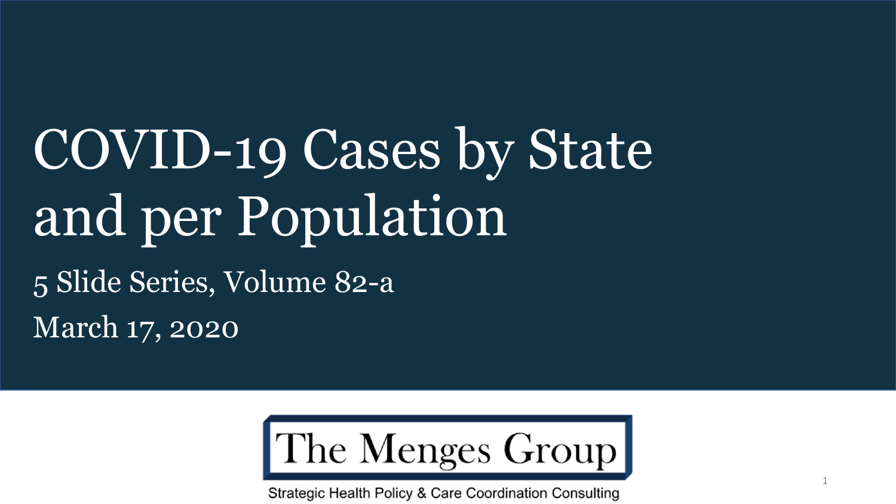# COVID-19 Cases by State and per Population

5 Slide Series, Volume 82-a

March 17, 2020

The Menges Group

Strategic Health Policy & Care Coordination Consulting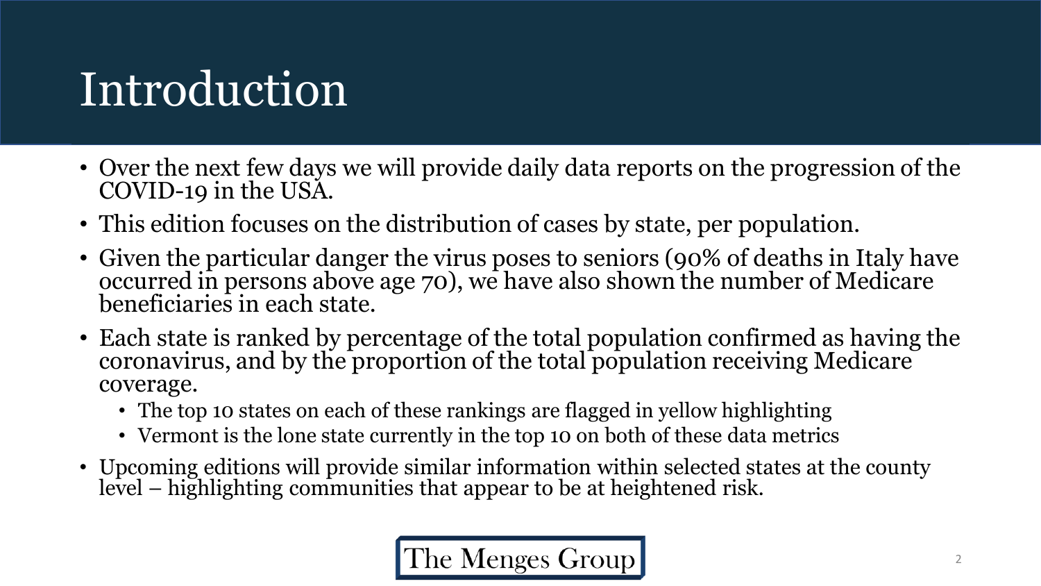# Introduction

- Over the next few days we will provide daily data reports on the progression of the COVID-19 in the USA.
- This edition focuses on the distribution of cases by state, per population.
- Given the particular danger the virus poses to seniors (90% of deaths in Italy have occurred in persons above age 70), we have also shown the number of Medicare beneficiaries in each state.
- Each state is ranked by percentage of the total population confirmed as having the coronavirus, and by the proportion of the total population receiving Medicare coverage.
  - The top 10 states on each of these rankings are flagged in yellow highlighting
  - Vermont is the lone state currently in the top 10 on both of these data metrics
- Upcoming editions will provide similar information within selected states at the county level – highlighting communities that appear to be at heightened risk.

The Menges Group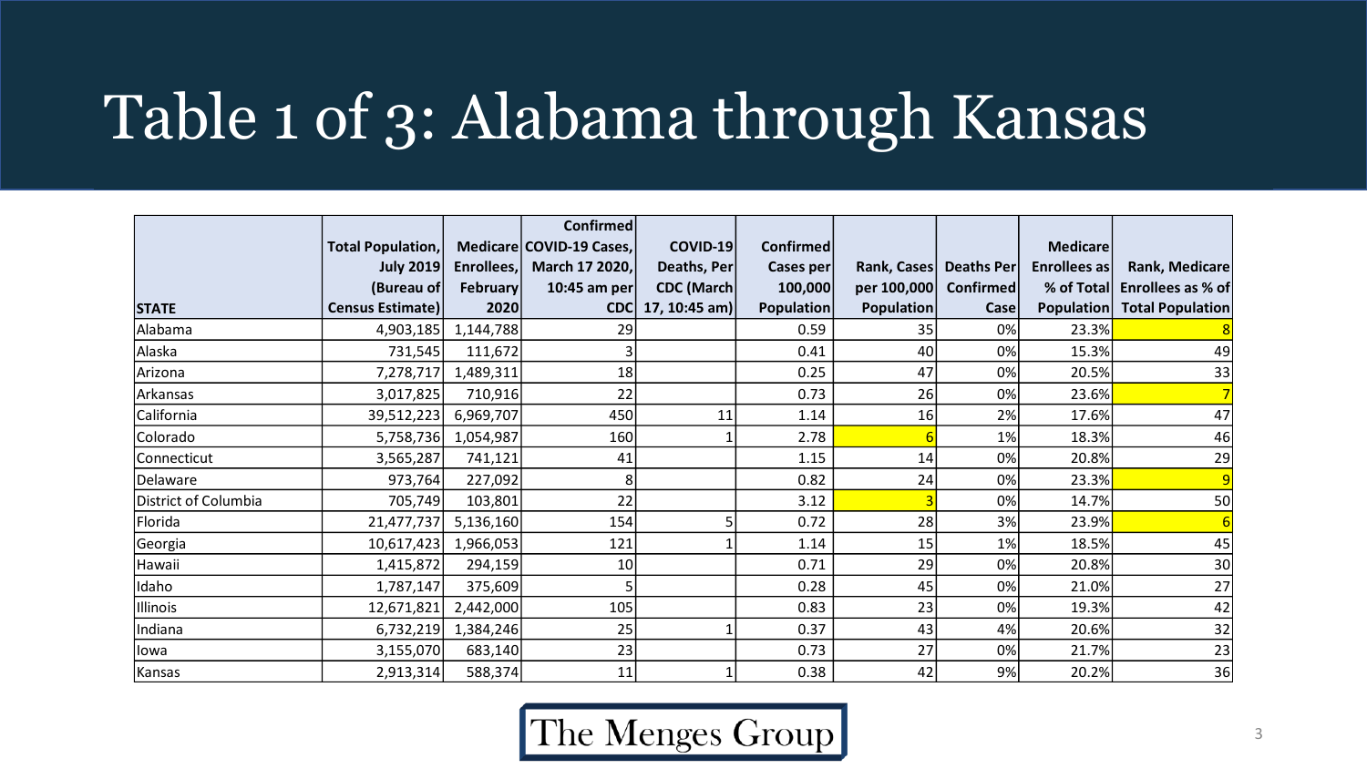# Table 1 of 3: Alabama through Kansas

| STATE | Total Population, July 2019 (Bureau of Census Estimate) | Medicare Enrollees, February 2020 | Confirmed COVID-19 Cases, March 17 2020, 10:45 am per CDC | COVID-19 Deaths, Per CDC (March 17, 10:45 am) | Confirmed Cases per 100,000 Population | Rank, Cases per 100,000 Population | Deaths Per Confirmed Case | Medicare Enrollees as % of Total Population | Rank, Medicare Enrollees as % of Total Population |
|---|---|---|---|---|---|---|---|---|---|
| Alabama | 4,903,185 | 1,144,788 | 29 | | 0.59 | 35 | 0% | 23.3% | 8 |
| Alaska | 731,545 | 111,672 | 3 | | 0.41 | 40 | 0% | 15.3% | 49 |
| Arizona | 7,278,717 | 1,489,311 | 18 | | 0.25 | 47 | 0% | 20.5% | 33 |
| Arkansas | 3,017,825 | 710,916 | 22 | | 0.73 | 26 | 0% | 23.6% | 7 |
| California | 39,512,223 | 6,969,707 | 450 | 11 | 1.14 | 16 | 2% | 17.6% | 47 |
| Colorado | 5,758,736 | 1,054,987 | 160 | 1 | 2.78 | 6 | 1% | 18.3% | 46 |
| Connecticut | 3,565,287 | 741,121 | 41 | | 1.15 | 14 | 0% | 20.8% | 29 |
| Delaware | 973,764 | 227,092 | 8 | | 0.82 | 24 | 0% | 23.3% | 9 |
| District of Columbia | 705,749 | 103,801 | 22 | | 3.12 | 3 | 0% | 14.7% | 50 |
| Florida | 21,477,737 | 5,136,160 | 154 | 5 | 0.72 | 28 | 3% | 23.9% | 6 |
| Georgia | 10,617,423 | 1,966,053 | 121 | 1 | 1.14 | 15 | 1% | 18.5% | 45 |
| Hawaii | 1,415,872 | 294,159 | 10 | | 0.71 | 29 | 0% | 20.8% | 30 |
| Idaho | 1,787,147 | 375,609 | 5 | | 0.28 | 45 | 0% | 21.0% | 27 |
| Illinois | 12,671,821 | 2,442,000 | 105 | | 0.83 | 23 | 0% | 19.3% | 42 |
| Indiana | 6,732,219 | 1,384,246 | 25 | 1 | 0.37 | 43 | 4% | 20.6% | 32 |
| Iowa | 3,155,070 | 683,140 | 23 | | 0.73 | 27 | 0% | 21.7% | 23 |
| Kansas | 2,913,314 | 588,374 | 11 | 1 | 0.38 | 42 | 9% | 20.2% | 36 |

The Menges Group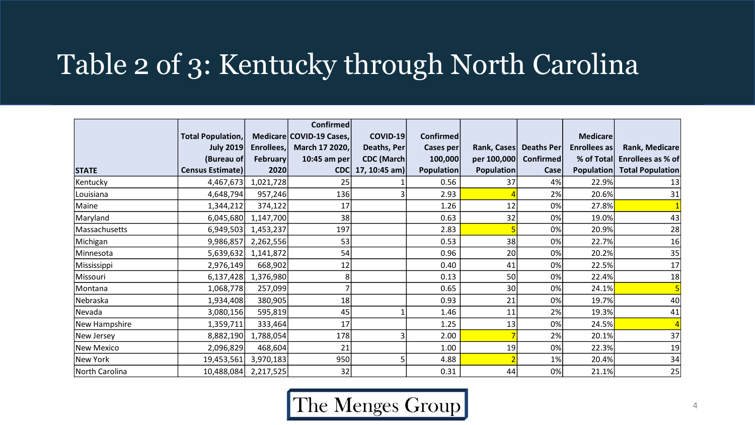# Table 2 of 3: Kentucky through North Carolina

| STATE | Total Population, July 2019 (Bureau of Census Estimate) | Medicare Enrollees, February 2020 | Confirmed COVID-19 Cases, March 17 2020, 10:45 am per CDC | COVID-19 Deaths, Per CDC (March 17, 10:45 am) | Confirmed Cases per 100,000 Population | Rank, Cases per 100,000 Population | Deaths Per Confirmed Case | Medicare Enrollees as % of Total Population | Rank, Medicare Enrollees as % of Total Population |
|---|---|---|---|---|---|---|---|---|---|
| Kentucky | 4,467,673 | 1,021,728 | 25 | 1 | 0.56 | 37 | 4% | 22.9% | 13 |
| Louisiana | 4,648,794 | 957,246 | 136 | 3 | 2.93 | 4 | 2% | 20.6% | 31 |
| Maine | 1,344,212 | 374,122 | 17 | | 1.26 | 12 | 0% | 27.8% | 1 |
| Maryland | 6,045,680 | 1,147,700 | 38 | | 0.63 | 32 | 0% | 19.0% | 43 |
| Massachusetts | 6,949,503 | 1,453,237 | 197 | | 2.83 | 5 | 0% | 20.9% | 28 |
| Michigan | 9,986,857 | 2,262,556 | 53 | | 0.53 | 38 | 0% | 22.7% | 16 |
| Minnesota | 5,639,632 | 1,141,872 | 54 | | 0.96 | 20 | 0% | 20.2% | 35 |
| Mississippi | 2,976,149 | 668,902 | 12 | | 0.40 | 41 | 0% | 22.5% | 17 |
| Missouri | 6,137,428 | 1,376,980 | 8 | | 0.13 | 50 | 0% | 22.4% | 18 |
| Montana | 1,068,778 | 257,099 | 7 | | 0.65 | 30 | 0% | 24.1% | 5 |
| Nebraska | 1,934,408 | 380,905 | 18 | | 0.93 | 21 | 0% | 19.7% | 40 |
| Nevada | 3,080,156 | 595,819 | 45 | 1 | 1.46 | 11 | 2% | 19.3% | 41 |
| New Hampshire | 1,359,711 | 333,464 | 17 | | 1.25 | 13 | 0% | 24.5% | 4 |
| New Jersey | 8,882,190 | 1,788,054 | 178 | 3 | 2.00 | 7 | 2% | 20.1% | 37 |
| New Mexico | 2,096,829 | 468,604 | 21 | | 1.00 | 19 | 0% | 22.3% | 19 |
| New York | 19,453,561 | 3,970,183 | 950 | 5 | 4.88 | 2 | 1% | 20.4% | 34 |
| North Carolina | 10,488,084 | 2,217,525 | 32 | | 0.31 | 44 | 0% | 21.1% | 25 |

The Menges Group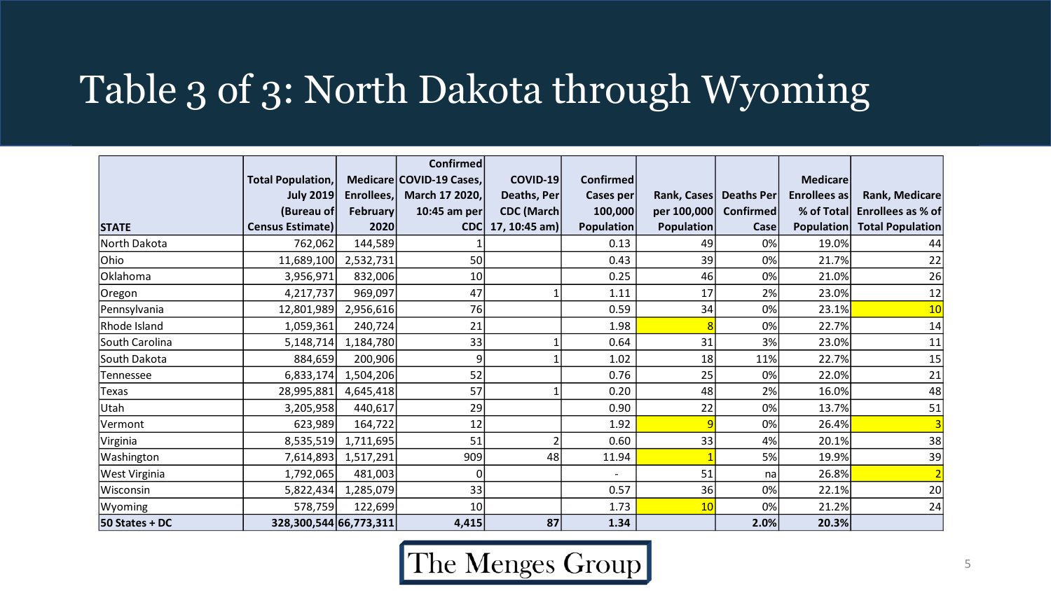# Table 3 of 3: North Dakota through Wyoming

| STATE | Total Population, July 2019 (Bureau of Census Estimate) | Medicare Enrollees, February 2020 | Confirmed COVID-19 Cases, March 17 2020, 10:45 am per CDC | COVID-19 Deaths, Per CDC (March 17, 10:45 am) | Confirmed Cases per 100,000 Population | Rank, Cases per 100,000 Population | Deaths Per Confirmed Case | Medicare Enrollees as % of Total Population | Rank, Medicare Enrollees as % of Total Population |
|---|---|---|---|---|---|---|---|---|---|
| North Dakota | 762,062 | 144,589 | 1 | | 0.13 | 49 | 0% | 19.0% | 44 |
| Ohio | 11,689,100 | 2,532,731 | 50 | | 0.43 | 39 | 0% | 21.7% | 22 |
| Oklahoma | 3,956,971 | 832,006 | 10 | | 0.25 | 46 | 0% | 21.0% | 26 |
| Oregon | 4,217,737 | 969,097 | 47 | 1 | 1.11 | 17 | 2% | 23.0% | 12 |
| Pennsylvania | 12,801,989 | 2,956,616 | 76 | | 0.59 | 34 | 0% | 23.1% | 10 |
| Rhode Island | 1,059,361 | 240,724 | 21 | | 1.98 | 8 | 0% | 22.7% | 14 |
| South Carolina | 5,148,714 | 1,184,780 | 33 | 1 | 0.64 | 31 | 3% | 23.0% | 11 |
| South Dakota | 884,659 | 200,906 | 9 | 1 | 1.02 | 18 | 11% | 22.7% | 15 |
| Tennessee | 6,833,174 | 1,504,206 | 52 | | 0.76 | 25 | 0% | 22.0% | 21 |
| Texas | 28,995,881 | 4,645,418 | 57 | 1 | 0.20 | 48 | 2% | 16.0% | 48 |
| Utah | 3,205,958 | 440,617 | 29 | | 0.90 | 22 | 0% | 13.7% | 51 |
| Vermont | 623,989 | 164,722 | 12 | | 1.92 | 9 | 0% | 26.4% | 3 |
| Virginia | 8,535,519 | 1,711,695 | 51 | 2 | 0.60 | 33 | 4% | 20.1% | 38 |
| Washington | 7,614,893 | 1,517,291 | 909 | 48 | 11.94 | 1 | 5% | 19.9% | 39 |
| West Virginia | 1,792,065 | 481,003 | 0 | | - | 51 | na | 26.8% | 2 |
| Wisconsin | 5,822,434 | 1,285,079 | 33 | | 0.57 | 36 | 0% | 22.1% | 20 |
| Wyoming | 578,759 | 122,699 | 10 | | 1.73 | 10 | 0% | 21.2% | 24 |
| **50 States + DC** | **328,300,544** | **66,773,311** | **4,415** | **87** | **1.34** | | **2.0%** | **20.3%** | |

The Menges Group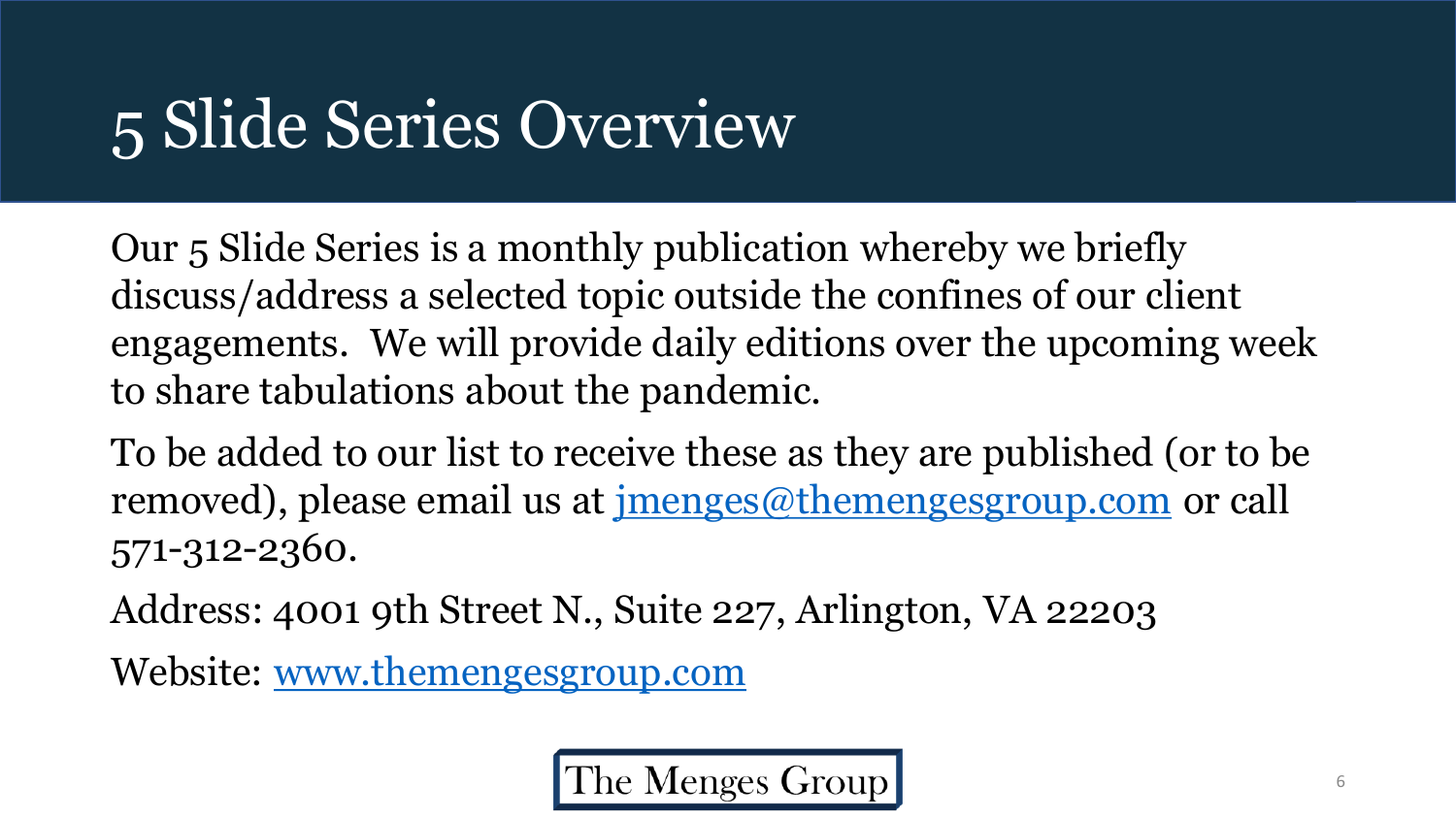# 5 Slide Series Overview

Our 5 Slide Series is a monthly publication whereby we briefly discuss/address a selected topic outside the confines of our client engagements. We will provide daily editions over the upcoming week to share tabulations about the pandemic.

To be added to our list to receive these as they are published (or to be removed), please email us at jmenges@themengesgroup.com or call 571-312-2360.

Address: 4001 9th Street N., Suite 227, Arlington, VA 22203

Website: www.themengesgroup.com

The Menges Group